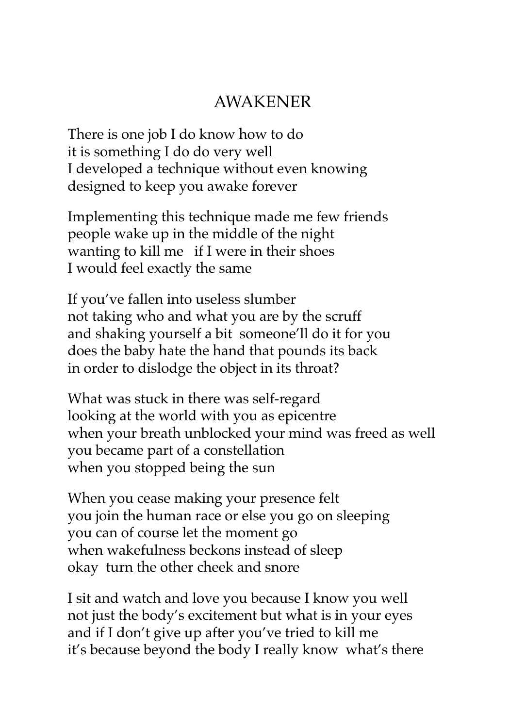# AWAKENER

There is one job I do know how to do  
it is something I do do very well  
I developed a technique without even knowing  
designed to keep you awake forever

Implementing this technique made me few friends  
people wake up in the middle of the night  
wanting to kill me   if I were in their shoes  
I would feel exactly the same

If you've fallen into useless slumber  
not taking who and what you are by the scruff  
and shaking yourself a bit  someone'll do it for you  
does the baby hate the hand that pounds its back  
in order to dislodge the object in its throat?

What was stuck in there was self-regard  
looking at the world with you as epicentre  
when your breath unblocked your mind was freed as well  
you became part of a constellation  
when you stopped being the sun

When you cease making your presence felt  
you join the human race or else you go on sleeping  
you can of course let the moment go  
when wakefulness beckons instead of sleep  
okay  turn the other cheek and snore

I sit and watch and love you because I know you well  
not just the body's excitement but what is in your eyes  
and if I don't give up after you've tried to kill me  
it's because beyond the body I really know  what's there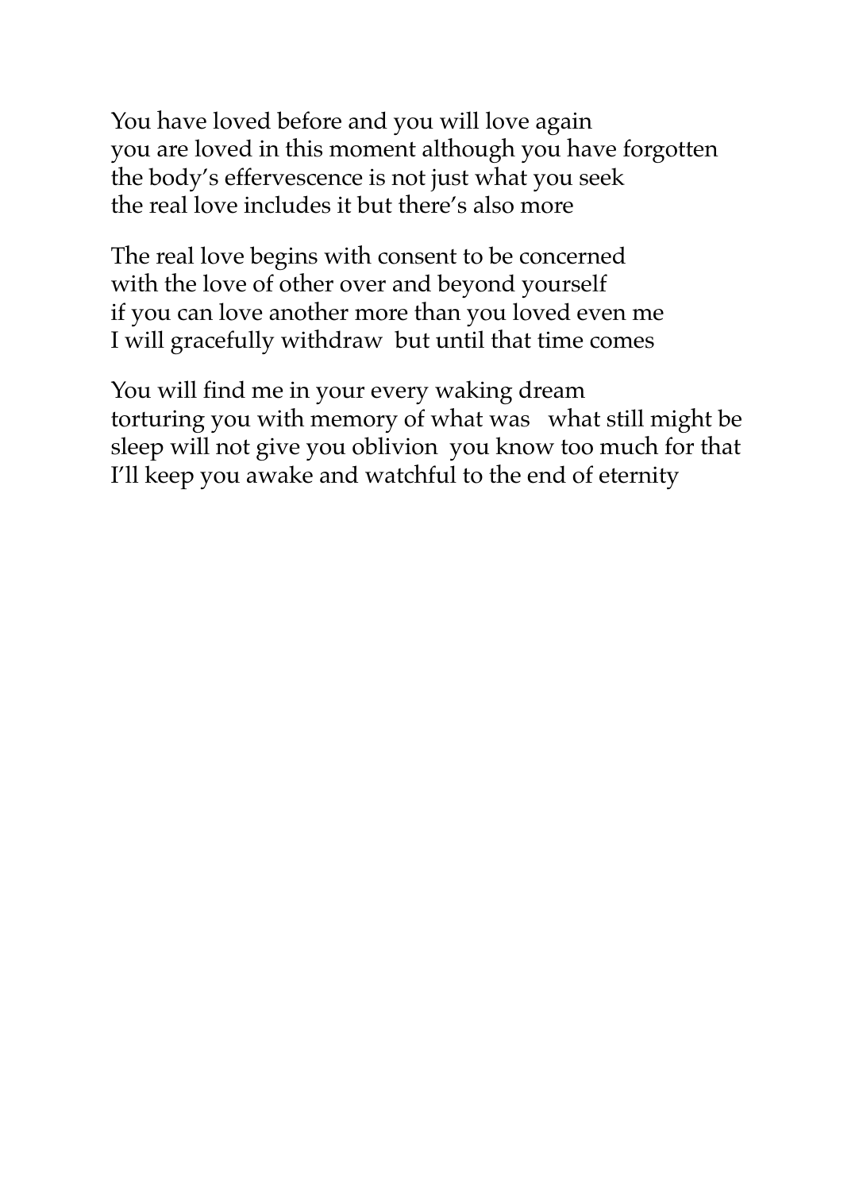You have loved before and you will love again  
you are loved in this moment although you have forgotten  
the body's effervescence is not just what you seek  
the real love includes it but there's also more

The real love begins with consent to be concerned  
with the love of other over and beyond yourself  
if you can love another more than you loved even me  
I will gracefully withdraw  but until that time comes

You will find me in your every waking dream  
torturing you with memory of what was   what still might be  
sleep will not give you oblivion  you know too much for that  
I'll keep you awake and watchful to the end of eternity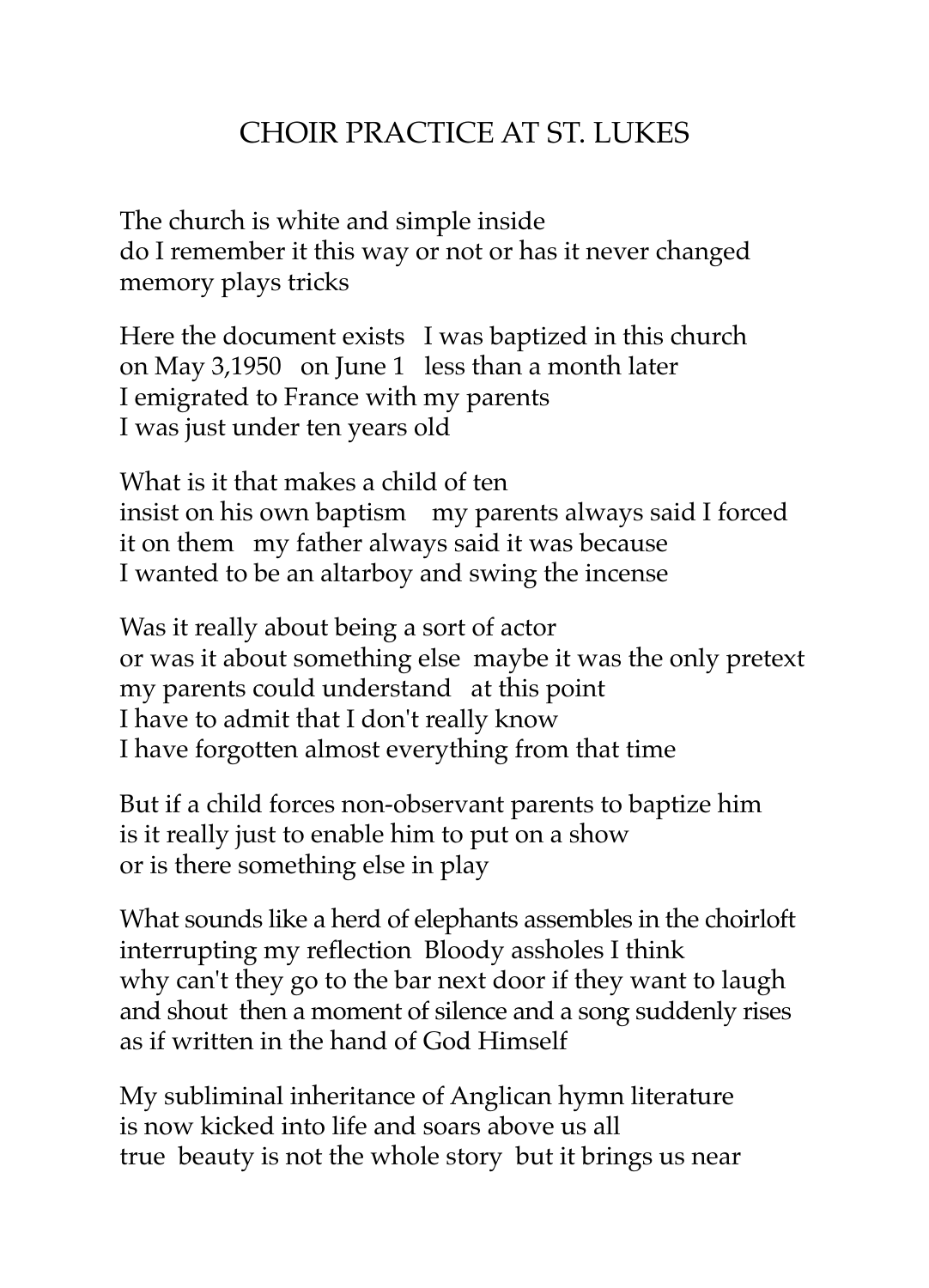# CHOIR PRACTICE AT ST. LUKES

The church is white and simple inside
do I remember it this way or not or has it never changed
memory plays tricks

Here the document exists   I was baptized in this church
on May 3,1950   on June 1   less than a month later
I emigrated to France with my parents
I was just under ten years old

What is it that makes a child of ten
insist on his own baptism    my parents always said I forced
it on them   my father always said it was because
I wanted to be an altarboy and swing the incense

Was it really about being a sort of actor
or was it about something else  maybe it was the only pretext
my parents could understand   at this point
I have to admit that I don't really know
I have forgotten almost everything from that time

But if a child forces non-observant parents to baptize him
is it really just to enable him to put on a show
or is there something else in play

What sounds like a herd of elephants assembles in the choirloft
interrupting my reflection  Bloody assholes I think
why can't they go to the bar next door if they want to laugh
and shout  then a moment of silence and a song suddenly rises
as if written in the hand of God Himself

My subliminal inheritance of Anglican hymn literature
is now kicked into life and soars above us all
true  beauty is not the whole story  but it brings us near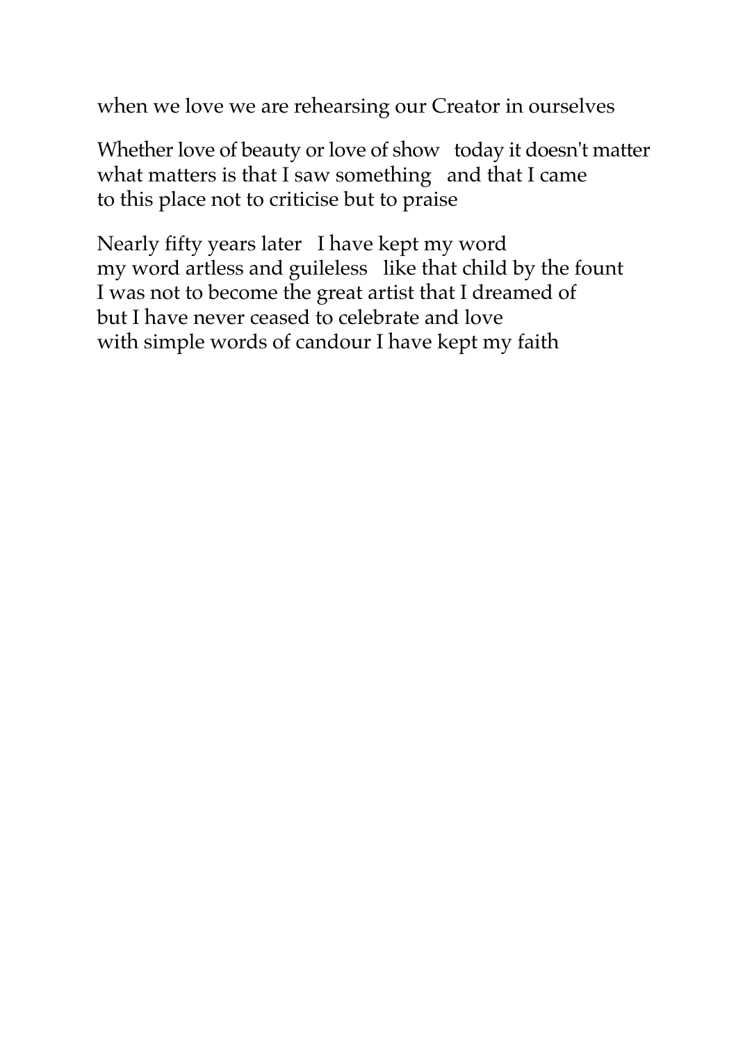when we love we are rehearsing our Creator in ourselves

Whether love of beauty or love of show   today it doesn't matter
what matters is that I saw something   and that I came
to this place not to criticise but to praise

Nearly fifty years later   I have kept my word
my word artless and guileless   like that child by the fount
I was not to become the great artist that I dreamed of
but I have never ceased to celebrate and love
with simple words of candour I have kept my faith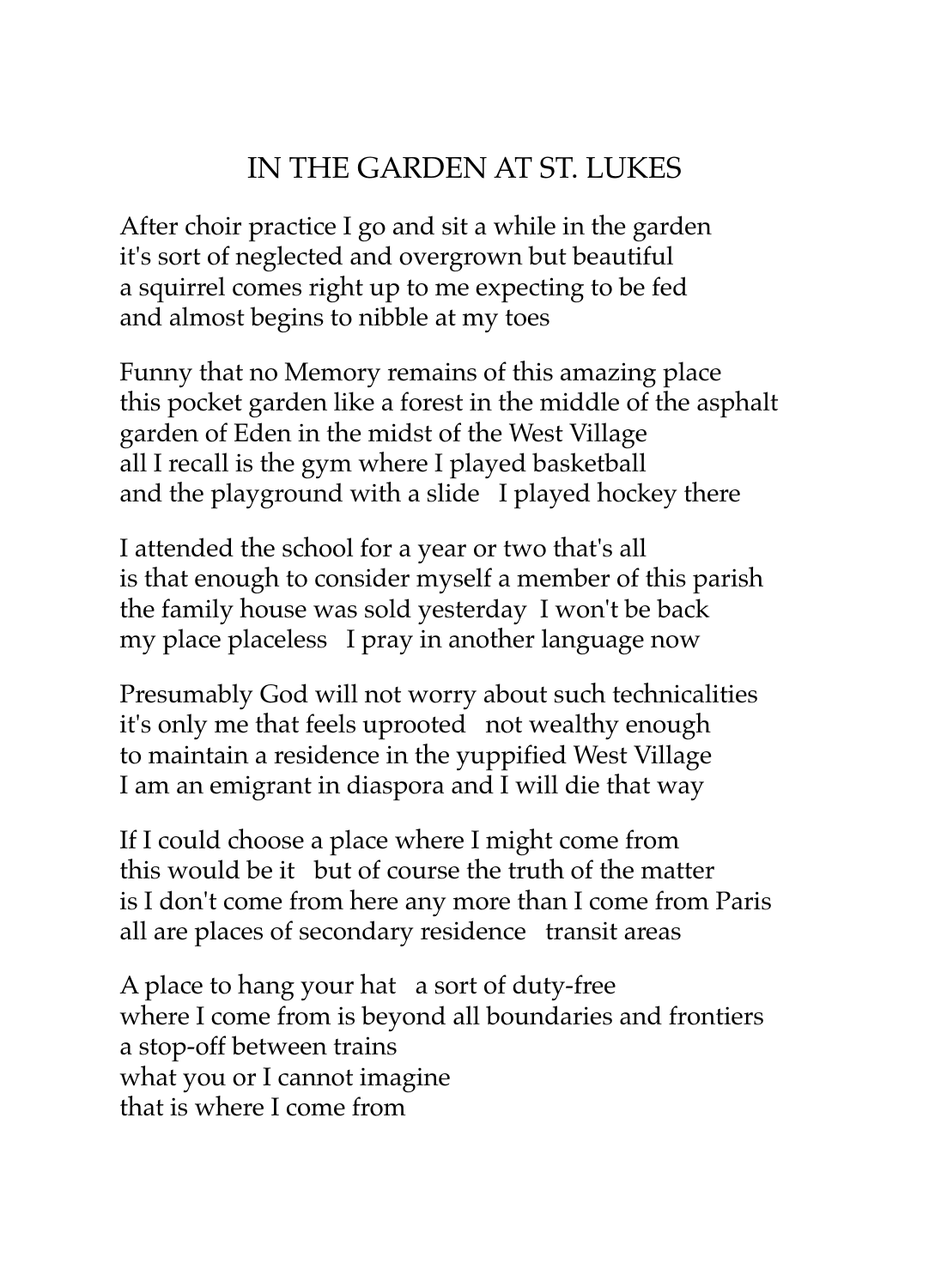# IN THE GARDEN AT ST. LUKES

After choir practice I go and sit a while in the garden
it's sort of neglected and overgrown but beautiful
a squirrel comes right up to me expecting to be fed
and almost begins to nibble at my toes

Funny that no Memory remains of this amazing place
this pocket garden like a forest in the middle of the asphalt
garden of Eden in the midst of the West Village
all I recall is the gym where I played basketball
and the playground with a slide   I played hockey there

I attended the school for a year or two that's all
is that enough to consider myself a member of this parish
the family house was sold yesterday  I won't be back
my place placeless   I pray in another language now

Presumably God will not worry about such technicalities
it's only me that feels uprooted   not wealthy enough
to maintain a residence in the yuppified West Village
I am an emigrant in diaspora and I will die that way

If I could choose a place where I might come from
this would be it   but of course the truth of the matter
is I don't come from here any more than I come from Paris
all are places of secondary residence   transit areas

A place to hang your hat   a sort of duty-free
where I come from is beyond all boundaries and frontiers
a stop-off between trains
what you or I cannot imagine
that is where I come from